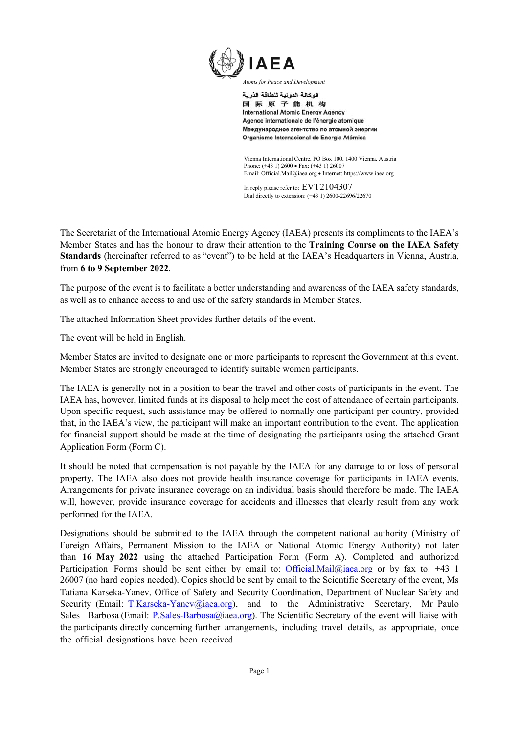IAEA

*Atoms for Peace and Development*

الوكالة الدولية للطاقة الذرية
国际原子能机构
International Atomic Energy Agency
Agence internationale de l'énergie atomique
Международное агентство по атомной энергии
Organismo Internacional de Energía Atómica

Vienna International Centre, PO Box 100, 1400 Vienna, Austria
Phone: (+43 1) 2600 • Fax: (+43 1) 26007
Email: Official.Mail@iaea.org • Internet: https://www.iaea.org

In reply please refer to: EVT2104307
Dial directly to extension: (+43 1) 2600-22696/22670

The Secretariat of the International Atomic Energy Agency (IAEA) presents its compliments to the IAEA's Member States and has the honour to draw their attention to the **Training Course on the IAEA Safety Standards** (hereinafter referred to as "event") to be held at the IAEA's Headquarters in Vienna, Austria, from **6 to 9 September 2022**.

The purpose of the event is to facilitate a better understanding and awareness of the IAEA safety standards, as well as to enhance access to and use of the safety standards in Member States.

The attached Information Sheet provides further details of the event.

The event will be held in English.

Member States are invited to designate one or more participants to represent the Government at this event. Member States are strongly encouraged to identify suitable women participants.

The IAEA is generally not in a position to bear the travel and other costs of participants in the event. The IAEA has, however, limited funds at its disposal to help meet the cost of attendance of certain participants. Upon specific request, such assistance may be offered to normally one participant per country, provided that, in the IAEA's view, the participant will make an important contribution to the event. The application for financial support should be made at the time of designating the participants using the attached Grant Application Form (Form C).

It should be noted that compensation is not payable by the IAEA for any damage to or loss of personal property. The IAEA also does not provide health insurance coverage for participants in IAEA events. Arrangements for private insurance coverage on an individual basis should therefore be made. The IAEA will, however, provide insurance coverage for accidents and illnesses that clearly result from any work performed for the IAEA.

Designations should be submitted to the IAEA through the competent national authority (Ministry of Foreign Affairs, Permanent Mission to the IAEA or National Atomic Energy Authority) not later than **16 May 2022** using the attached Participation Form (Form A). Completed and authorized Participation Forms should be sent either by email to: Official.Mail@iaea.org or by fax to: +43 1 26007 (no hard copies needed). Copies should be sent by email to the Scientific Secretary of the event, Ms Tatiana Karseka-Yanev, Office of Safety and Security Coordination, Department of Nuclear Safety and Security (Email: T.Karseka-Yanev@iaea.org), and to the Administrative Secretary, Mr Paulo Sales Barbosa (Email: P.Sales-Barbosa@iaea.org). The Scientific Secretary of the event will liaise with the participants directly concerning further arrangements, including travel details, as appropriate, once the official designations have been received.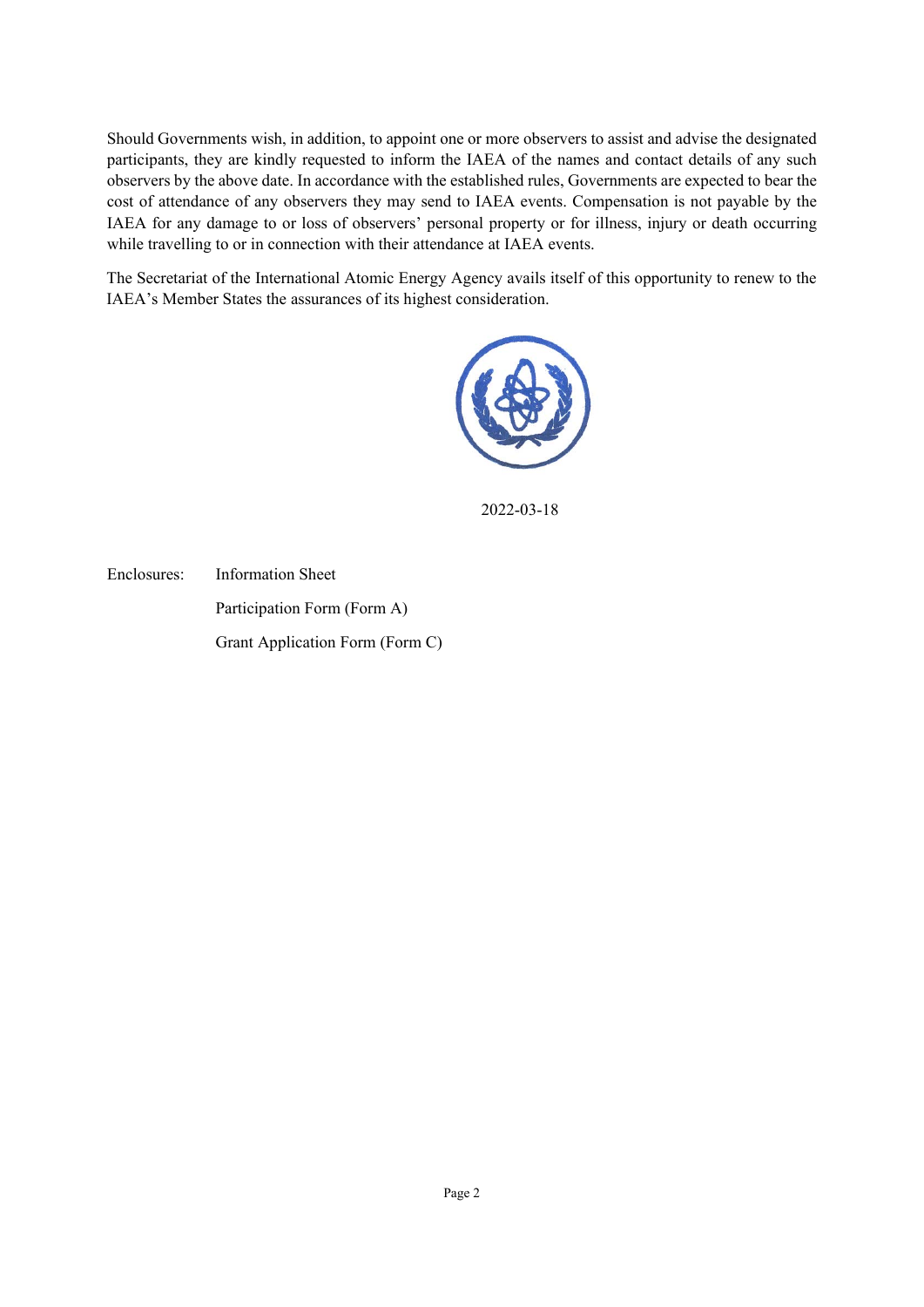Should Governments wish, in addition, to appoint one or more observers to assist and advise the designated participants, they are kindly requested to inform the IAEA of the names and contact details of any such observers by the above date. In accordance with the established rules, Governments are expected to bear the cost of attendance of any observers they may send to IAEA events. Compensation is not payable by the IAEA for any damage to or loss of observers' personal property or for illness, injury or death occurring while travelling to or in connection with their attendance at IAEA events.

The Secretariat of the International Atomic Energy Agency avails itself of this opportunity to renew to the IAEA's Member States the assurances of its highest consideration.

2022-03-18

Enclosures: Information Sheet

Participation Form (Form A)

Grant Application Form (Form C)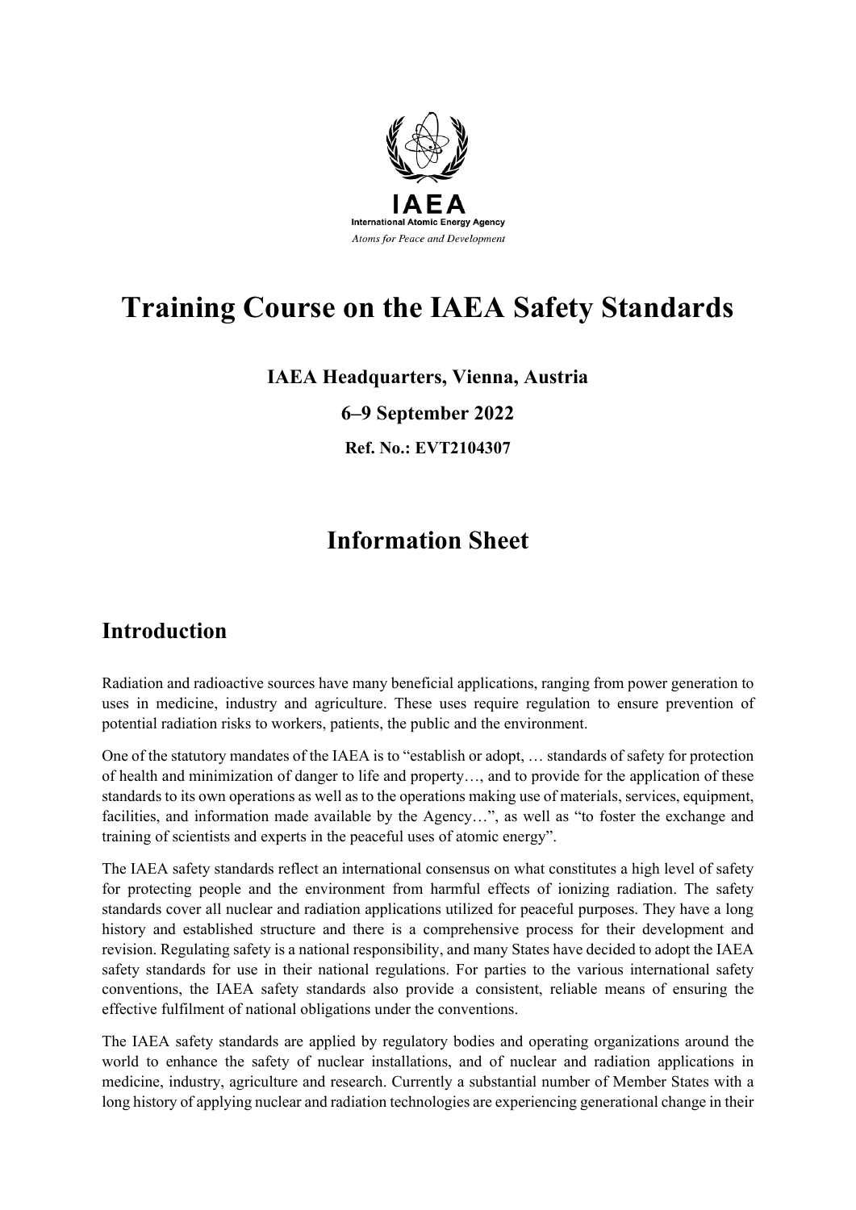IAEA
International Atomic Energy Agency
*Atoms for Peace and Development*

# Training Course on the IAEA Safety Standards

**IAEA Headquarters, Vienna, Austria**

**6–9 September 2022**

**Ref. No.: EVT2104307**

## Information Sheet

## Introduction

Radiation and radioactive sources have many beneficial applications, ranging from power generation to uses in medicine, industry and agriculture. These uses require regulation to ensure prevention of potential radiation risks to workers, patients, the public and the environment.

One of the statutory mandates of the IAEA is to "establish or adopt, … standards of safety for protection of health and minimization of danger to life and property…, and to provide for the application of these standards to its own operations as well as to the operations making use of materials, services, equipment, facilities, and information made available by the Agency…", as well as "to foster the exchange and training of scientists and experts in the peaceful uses of atomic energy".

The IAEA safety standards reflect an international consensus on what constitutes a high level of safety for protecting people and the environment from harmful effects of ionizing radiation. The safety standards cover all nuclear and radiation applications utilized for peaceful purposes. They have a long history and established structure and there is a comprehensive process for their development and revision. Regulating safety is a national responsibility, and many States have decided to adopt the IAEA safety standards for use in their national regulations. For parties to the various international safety conventions, the IAEA safety standards also provide a consistent, reliable means of ensuring the effective fulfilment of national obligations under the conventions.

The IAEA safety standards are applied by regulatory bodies and operating organizations around the world to enhance the safety of nuclear installations, and of nuclear and radiation applications in medicine, industry, agriculture and research. Currently a substantial number of Member States with a long history of applying nuclear and radiation technologies are experiencing generational change in their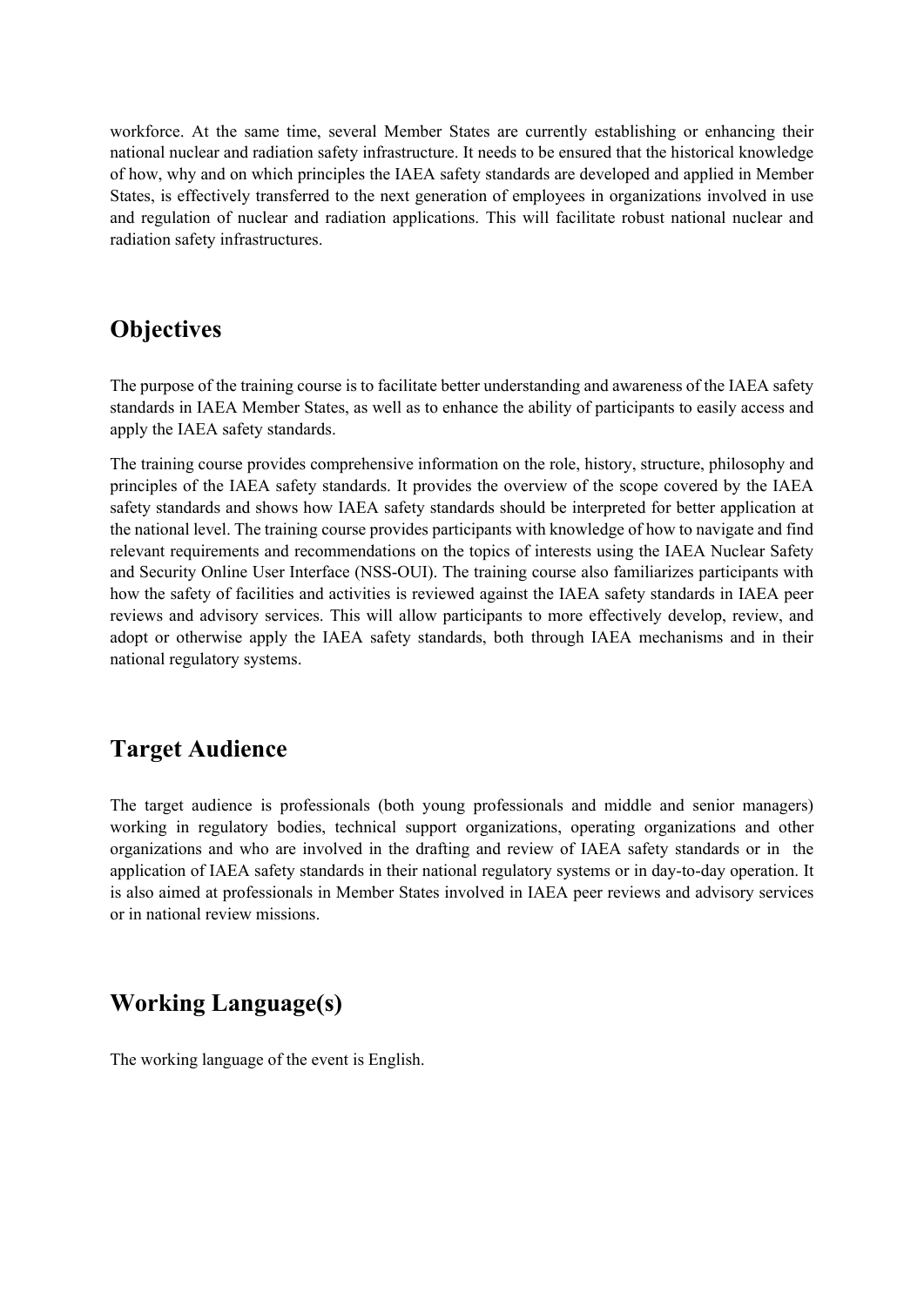workforce. At the same time, several Member States are currently establishing or enhancing their national nuclear and radiation safety infrastructure. It needs to be ensured that the historical knowledge of how, why and on which principles the IAEA safety standards are developed and applied in Member States, is effectively transferred to the next generation of employees in organizations involved in use and regulation of nuclear and radiation applications. This will facilitate robust national nuclear and radiation safety infrastructures.

## Objectives

The purpose of the training course is to facilitate better understanding and awareness of the IAEA safety standards in IAEA Member States, as well as to enhance the ability of participants to easily access and apply the IAEA safety standards.

The training course provides comprehensive information on the role, history, structure, philosophy and principles of the IAEA safety standards. It provides the overview of the scope covered by the IAEA safety standards and shows how IAEA safety standards should be interpreted for better application at the national level. The training course provides participants with knowledge of how to navigate and find relevant requirements and recommendations on the topics of interests using the IAEA Nuclear Safety and Security Online User Interface (NSS-OUI). The training course also familiarizes participants with how the safety of facilities and activities is reviewed against the IAEA safety standards in IAEA peer reviews and advisory services. This will allow participants to more effectively develop, review, and adopt or otherwise apply the IAEA safety standards, both through IAEA mechanisms and in their national regulatory systems.

## Target Audience

The target audience is professionals (both young professionals and middle and senior managers) working in regulatory bodies, technical support organizations, operating organizations and other organizations and who are involved in the drafting and review of IAEA safety standards or in the application of IAEA safety standards in their national regulatory systems or in day-to-day operation. It is also aimed at professionals in Member States involved in IAEA peer reviews and advisory services or in national review missions.

## Working Language(s)

The working language of the event is English.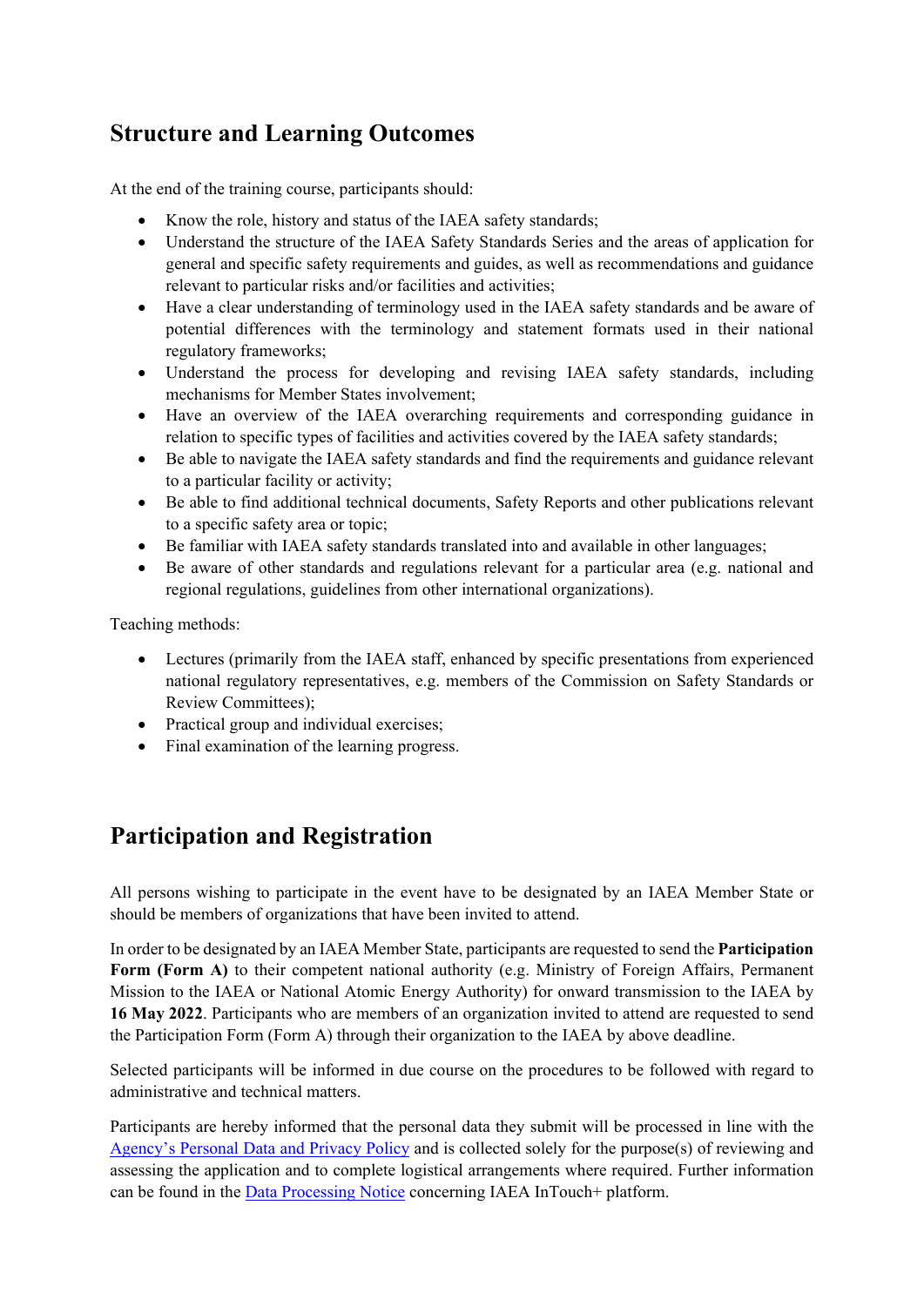## Structure and Learning Outcomes

At the end of the training course, participants should:

- Know the role, history and status of the IAEA safety standards;
- Understand the structure of the IAEA Safety Standards Series and the areas of application for general and specific safety requirements and guides, as well as recommendations and guidance relevant to particular risks and/or facilities and activities;
- Have a clear understanding of terminology used in the IAEA safety standards and be aware of potential differences with the terminology and statement formats used in their national regulatory frameworks;
- Understand the process for developing and revising IAEA safety standards, including mechanisms for Member States involvement;
- Have an overview of the IAEA overarching requirements and corresponding guidance in relation to specific types of facilities and activities covered by the IAEA safety standards;
- Be able to navigate the IAEA safety standards and find the requirements and guidance relevant to a particular facility or activity;
- Be able to find additional technical documents, Safety Reports and other publications relevant to a specific safety area or topic;
- Be familiar with IAEA safety standards translated into and available in other languages;
- Be aware of other standards and regulations relevant for a particular area (e.g. national and regional regulations, guidelines from other international organizations).

Teaching methods:

- Lectures (primarily from the IAEA staff, enhanced by specific presentations from experienced national regulatory representatives, e.g. members of the Commission on Safety Standards or Review Committees);
- Practical group and individual exercises;
- Final examination of the learning progress.

## Participation and Registration

All persons wishing to participate in the event have to be designated by an IAEA Member State or should be members of organizations that have been invited to attend.

In order to be designated by an IAEA Member State, participants are requested to send the **Participation Form (Form A)** to their competent national authority (e.g. Ministry of Foreign Affairs, Permanent Mission to the IAEA or National Atomic Energy Authority) for onward transmission to the IAEA by **16 May 2022**. Participants who are members of an organization invited to attend are requested to send the Participation Form (Form A) through their organization to the IAEA by above deadline.

Selected participants will be informed in due course on the procedures to be followed with regard to administrative and technical matters.

Participants are hereby informed that the personal data they submit will be processed in line with the Agency's Personal Data and Privacy Policy and is collected solely for the purpose(s) of reviewing and assessing the application and to complete logistical arrangements where required. Further information can be found in the Data Processing Notice concerning IAEA InTouch+ platform.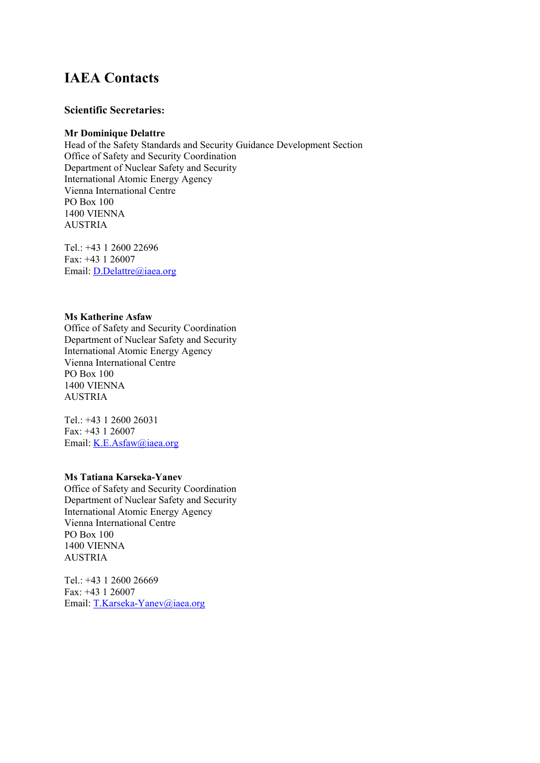# IAEA Contacts

### Scientific Secretaries:

**Mr Dominique Delattre**
Head of the Safety Standards and Security Guidance Development Section
Office of Safety and Security Coordination
Department of Nuclear Safety and Security
International Atomic Energy Agency
Vienna International Centre
PO Box 100
1400 VIENNA
AUSTRIA

Tel.: +43 1 2600 22696
Fax: +43 1 26007
Email: D.Delattre@iaea.org

**Ms Katherine Asfaw**
Office of Safety and Security Coordination
Department of Nuclear Safety and Security
International Atomic Energy Agency
Vienna International Centre
PO Box 100
1400 VIENNA
AUSTRIA

Tel.: +43 1 2600 26031
Fax: +43 1 26007
Email: K.E.Asfaw@iaea.org

**Ms Tatiana Karseka-Yanev**
Office of Safety and Security Coordination
Department of Nuclear Safety and Security
International Atomic Energy Agency
Vienna International Centre
PO Box 100
1400 VIENNA
AUSTRIA

Tel.: +43 1 2600 26669
Fax: +43 1 26007
Email: T.Karseka-Yanev@iaea.org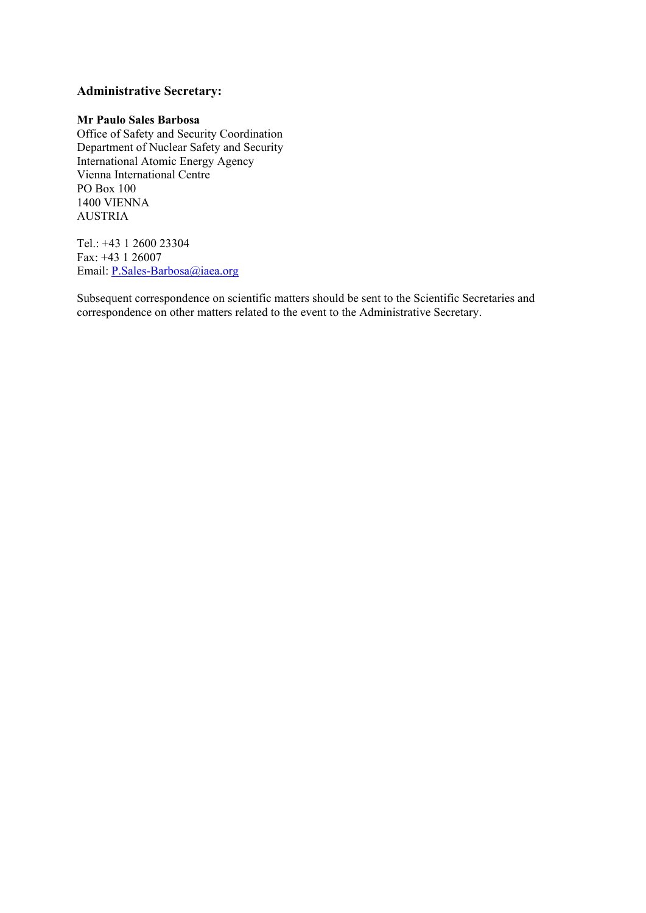### Administrative Secretary:

**Mr Paulo Sales Barbosa**
Office of Safety and Security Coordination
Department of Nuclear Safety and Security
International Atomic Energy Agency
Vienna International Centre
PO Box 100
1400 VIENNA
AUSTRIA

Tel.: +43 1 2600 23304
Fax: +43 1 26007
Email: P.Sales-Barbosa@iaea.org

Subsequent correspondence on scientific matters should be sent to the Scientific Secretaries and correspondence on other matters related to the event to the Administrative Secretary.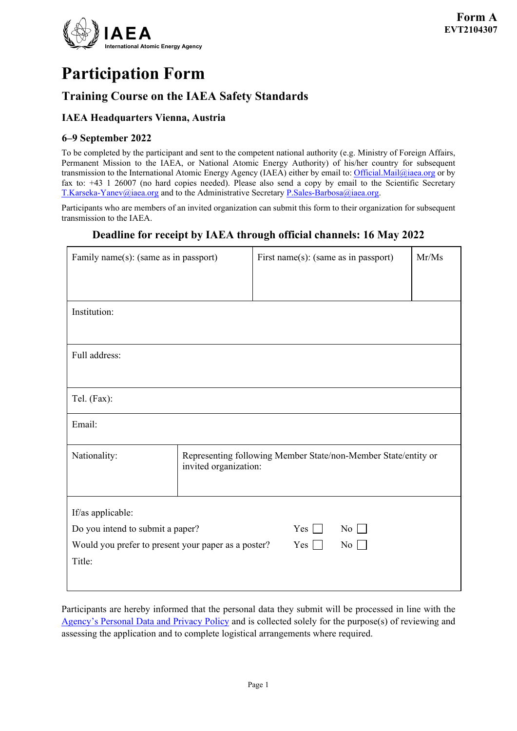IAEA
International Atomic Energy Agency

**Form A**
**EVT2104307**

# Participation Form

## Training Course on the IAEA Safety Standards

### IAEA Headquarters Vienna, Austria

### 6–9 September 2022

To be completed by the participant and sent to the competent national authority (e.g. Ministry of Foreign Affairs, Permanent Mission to the IAEA, or National Atomic Energy Authority) of his/her country for subsequent transmission to the International Atomic Energy Agency (IAEA) either by email to: Official.Mail@iaea.org or by fax to: +43 1 26007 (no hard copies needed). Please also send a copy by email to the Scientific Secretary T.Karseka-Yanev@iaea.org and to the Administrative Secretary P.Sales-Barbosa@iaea.org.

Participants who are members of an invited organization can submit this form to their organization for subsequent transmission to the IAEA.

**Deadline for receipt by IAEA through official channels: 16 May 2022**

| | | |
|---|---|---|
| Family name(s): (same as in passport) | First name(s): (same as in passport) | Mr/Ms |
| Institution: | | |
| Full address: | | |
| Tel. (Fax): | | |
| Email: | | |
| Nationality: | Representing following Member State/non-Member State/entity or invited organization: | |

If/as applicable:

Do you intend to submit a paper? Yes ☐ No ☐

Would you prefer to present your paper as a poster? Yes ☐ No ☐

Title:

Participants are hereby informed that the personal data they submit will be processed in line with the Agency's Personal Data and Privacy Policy and is collected solely for the purpose(s) of reviewing and assessing the application and to complete logistical arrangements where required.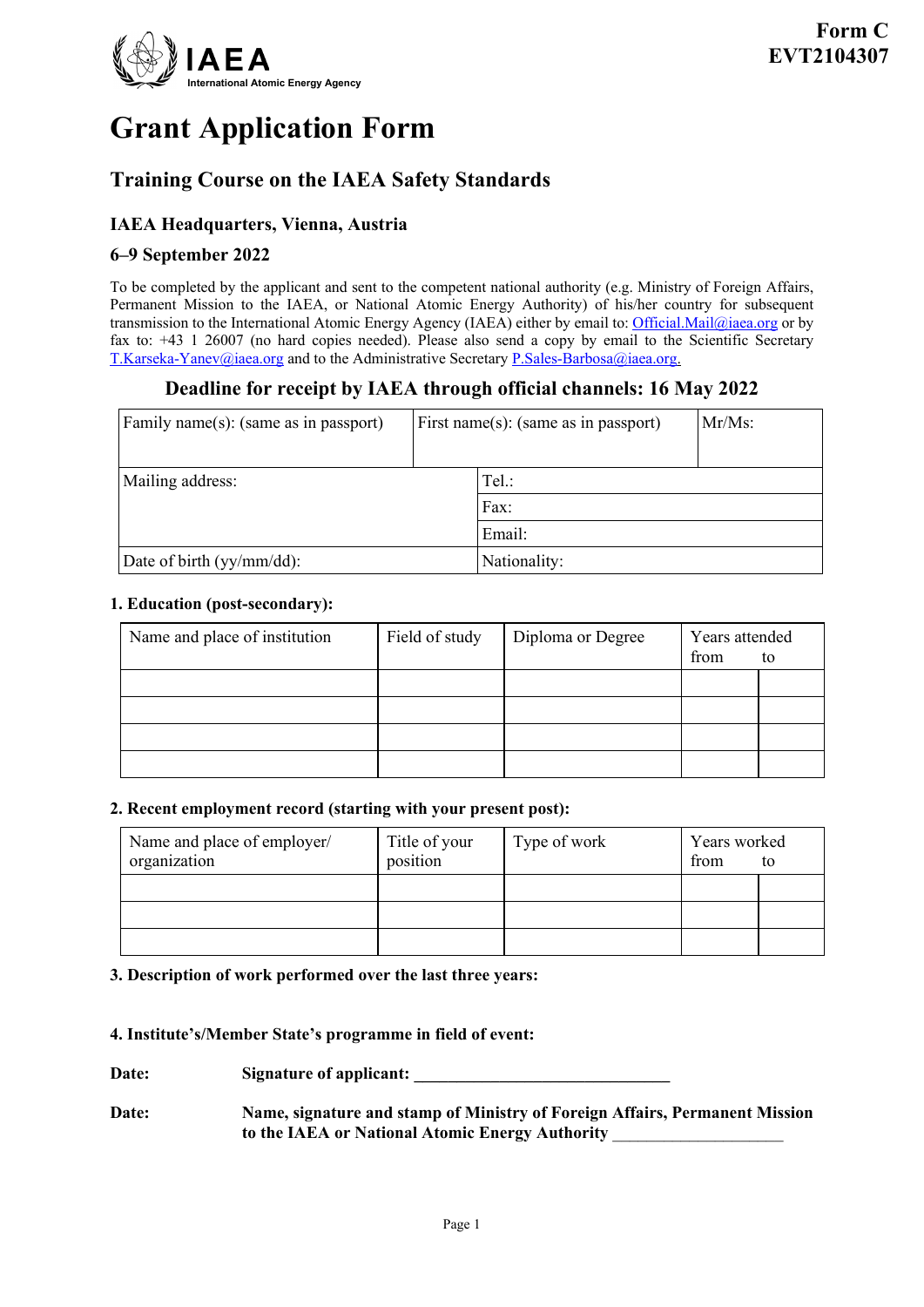Form C
EVT2104307

IAEA
International Atomic Energy Agency

# Grant Application Form

## Training Course on the IAEA Safety Standards

### IAEA Headquarters, Vienna, Austria

### 6–9 September 2022

To be completed by the applicant and sent to the competent national authority (e.g. Ministry of Foreign Affairs, Permanent Mission to the IAEA, or National Atomic Energy Authority) of his/her country for subsequent transmission to the International Atomic Energy Agency (IAEA) either by email to: Official.Mail@iaea.org or by fax to: +43 1 26007 (no hard copies needed). Please also send a copy by email to the Scientific Secretary T.Karseka-Yanev@iaea.org and to the Administrative Secretary P.Sales-Barbosa@iaea.org.

### Deadline for receipt by IAEA through official channels: 16 May 2022

| | | |
|---|---|---|
| Family name(s): (same as in passport) | First name(s): (same as in passport) | Mr/Ms: |
| Mailing address: | Tel.: | |
| | Fax: | |
| | Email: | |
| Date of birth (yy/mm/dd): | Nationality: | |

**1. Education (post-secondary):**

| Name and place of institution | Field of study | Diploma or Degree | Years attended from | to |
|---|---|---|---|---|
| | | | | |
| | | | | |
| | | | | |
| | | | | |

**2. Recent employment record (starting with your present post):**

| Name and place of employer/ organization | Title of your position | Type of work | Years worked from | to |
|---|---|---|---|---|
| | | | | |
| | | | | |
| | | | | |

**3. Description of work performed over the last three years:**

**4. Institute's/Member State's programme in field of event:**

**Date:** **Signature of applicant: \_\_\_\_\_\_\_\_\_\_\_\_\_\_\_\_\_\_\_\_\_\_\_\_\_\_\_\_\_\_**

**Date:** **Name, signature and stamp of Ministry of Foreign Affairs, Permanent Mission to the IAEA or National Atomic Energy Authority** \_\_\_\_\_\_\_\_\_\_\_\_\_\_\_\_\_\_\_\_